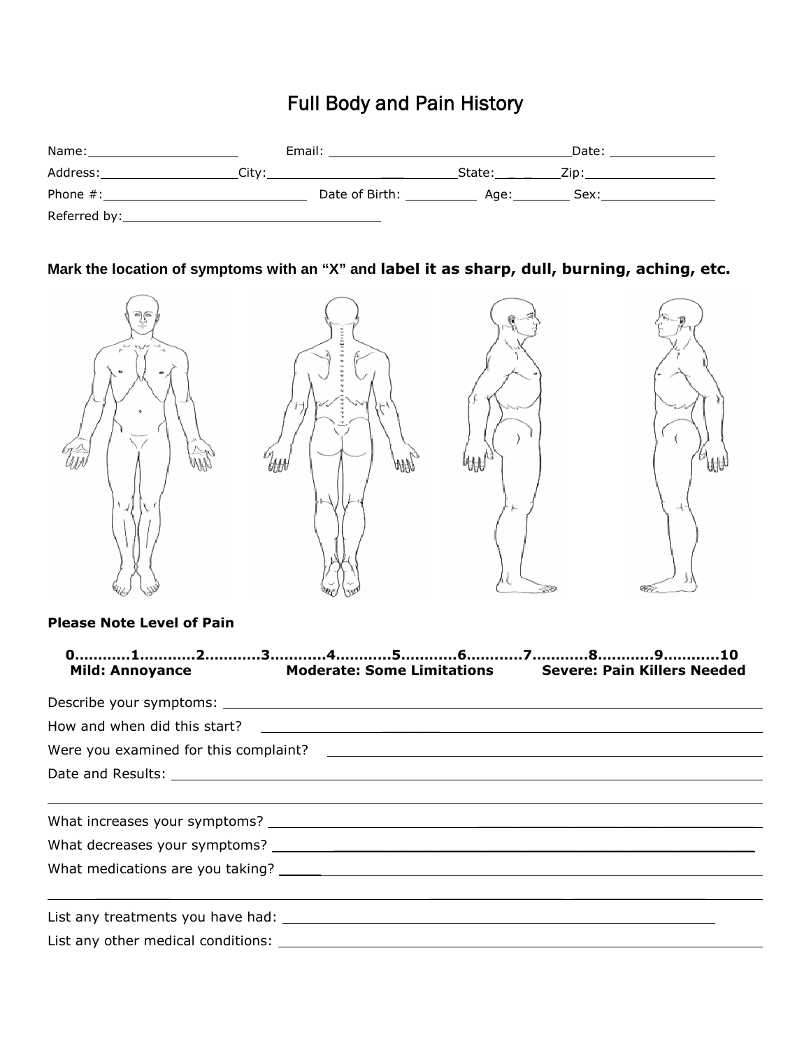# Full Body and Pain History

Name: ____________________ Email: ________________________________ Date: ______________

Address: __________________ City: __________________________ State: ________ Zip: _________________

Phone #: ____________________________ Date of Birth: __________ Age: ________ Sex: _______________

Referred by: __________________________________

**Mark the location of symptoms with an "X" and label it as sharp, dull, burning, aching, etc.**

**Please Note Level of Pain**

**0...........1...........2...........3...........4...........5...........6...........7...........8...........9...........10**

**Mild: Annoyance** **Moderate: Some Limitations** **Severe: Pain Killers Needed**

Describe your symptoms: ________________________________________________________________

How and when did this start? ____________________________________________________________

Were you examined for this complaint? ____________________________________________________

Date and Results: ______________________________________________________________________

________________________________________________________________________________________

What increases your symptoms? __________________________________________________________

What decreases your symptoms? _________________________________________________________

What medications are you taking? ________________________________________________________

________________________________________________________________________________________

List any treatments you have had: ________________________________________________________

List any other medical conditions: ________________________________________________________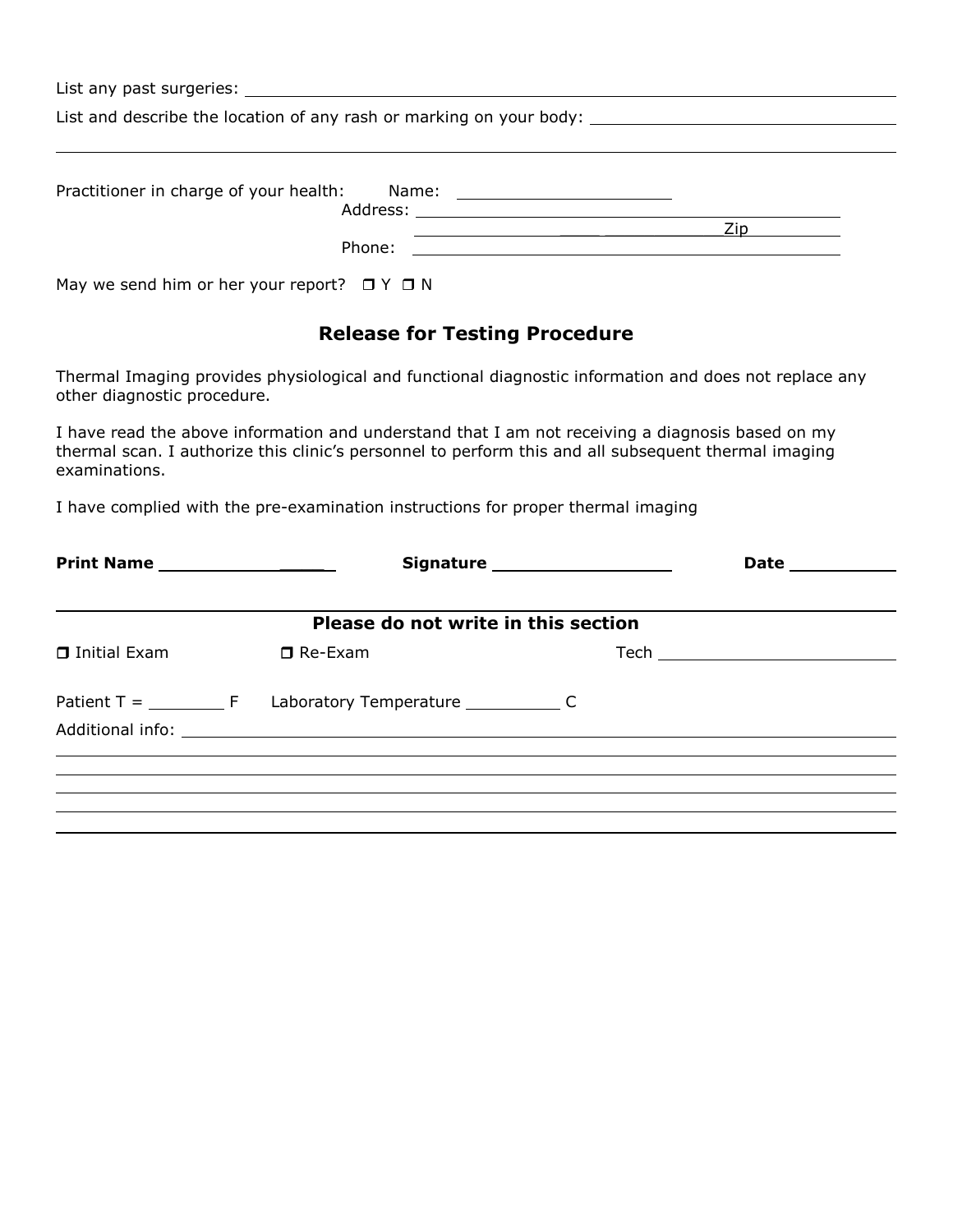List any past surgeries: ______________________________________________

List and describe the location of any rash or marking on your body: ______________________________________________

______________________________________________

Practitioner in charge of your health: Name: ______________________

Address: ______________________________________________

______________________ Zip __________

Phone: ______________________________________________

May we send him or her your report? ❒ Y ❒ N

## Release for Testing Procedure

Thermal Imaging provides physiological and functional diagnostic information and does not replace any other diagnostic procedure.

I have read the above information and understand that I am not receiving a diagnosis based on my thermal scan. I authorize this clinic's personnel to perform this and all subsequent thermal imaging examinations.

I have complied with the pre-examination instructions for proper thermal imaging

**Print Name** ____________________ **Signature** ____________________ **Date** ____________

---

### Please do not write in this section

❒ Initial Exam ❒ Re-Exam Tech ______________________

Patient T = ________ F Laboratory Temperature __________ C

Additional info: ______________________________________________

______________________________________________

______________________________________________

______________________________________________

______________________________________________

______________________________________________